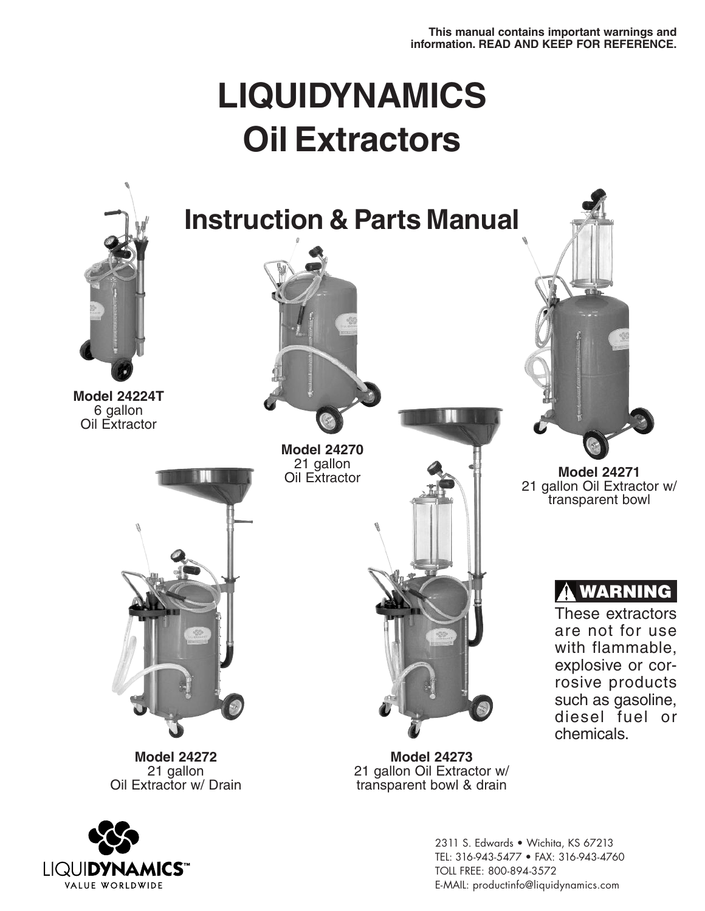This manual contains important warnings and information. READ AND KEEP FOR REFERENCE.

# LIQUIDYNAMICS Oil Extractors

## Instruction & Parts Manual

**Model 24224T**
6 gallon
Oil Extractor

**Model 24270**
21 gallon
Oil Extractor

**Model 24271**
21 gallon Oil Extractor w/ transparent bowl

**Model 24272**
21 gallon
Oil Extractor w/ Drain

**Model 24273**
21 gallon Oil Extractor w/ transparent bowl & drain

**⚠ WARNING**

These extractors are not for use with flammable, explosive or corrosive products such as gasoline, diesel fuel or chemicals.

LIQUIDYNAMICS™
VALUE WORLDWIDE

2311 S. Edwards • Wichita, KS 67213
TEL: 316-943-5477 • FAX: 316-943-4760
TOLL FREE: 800-894-3572
E-MAIL: productinfo@liquidynamics.com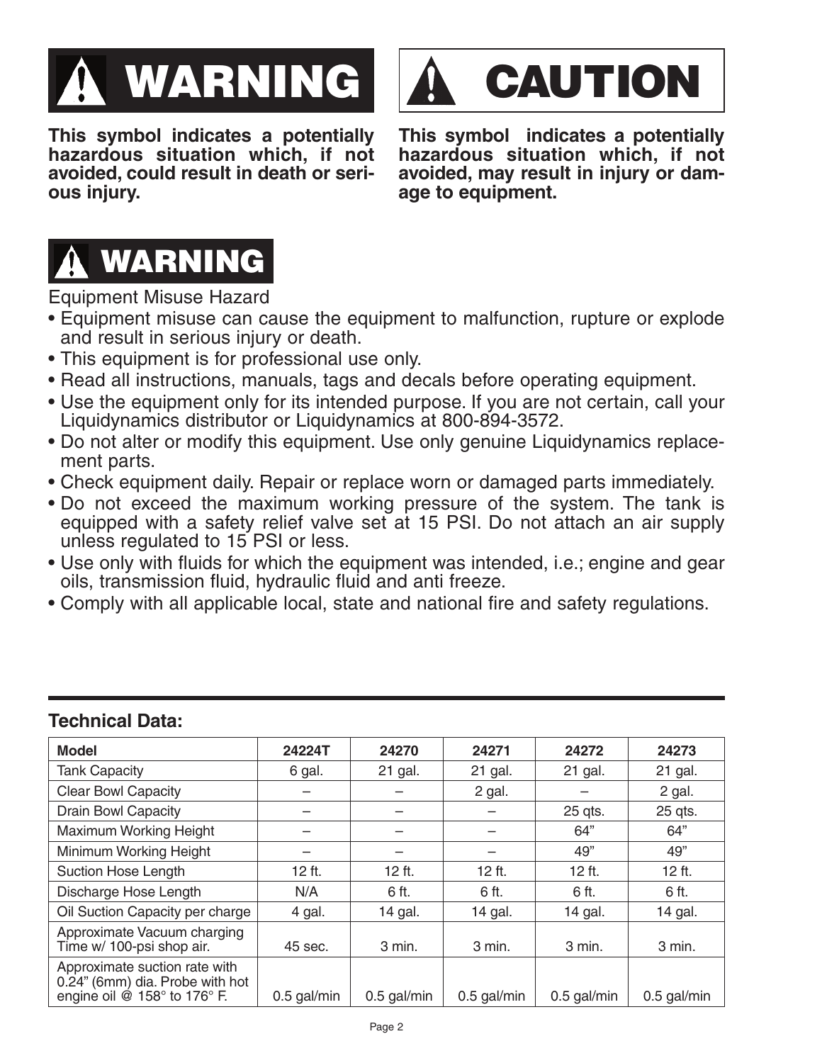## ⚠ WARNING

**This symbol indicates a potentially hazardous situation which, if not avoided, could result in death or serious injury.**

## ⚠ CAUTION

**This symbol indicates a potentially hazardous situation which, if not avoided, may result in injury or damage to equipment.**

## ⚠ WARNING

Equipment Misuse Hazard

- Equipment misuse can cause the equipment to malfunction, rupture or explode and result in serious injury or death.
- This equipment is for professional use only.
- Read all instructions, manuals, tags and decals before operating equipment.
- Use the equipment only for its intended purpose. If you are not certain, call your Liquidynamics distributor or Liquidynamics at 800-894-3572.
- Do not alter or modify this equipment. Use only genuine Liquidynamics replacement parts.
- Check equipment daily. Repair or replace worn or damaged parts immediately.
- Do not exceed the maximum working pressure of the system. The tank is equipped with a safety relief valve set at 15 PSI. Do not attach an air supply unless regulated to 15 PSI or less.
- Use only with fluids for which the equipment was intended, i.e.; engine and gear oils, transmission fluid, hydraulic fluid and anti freeze.
- Comply with all applicable local, state and national fire and safety regulations.

### Technical Data:

| Model | 24224T | 24270 | 24271 | 24272 | 24273 |
|---|---|---|---|---|---|
| Tank Capacity | 6 gal. | 21 gal. | 21 gal. | 21 gal. | 21 gal. |
| Clear Bowl Capacity | – | – | 2 gal. | – | 2 gal. |
| Drain Bowl Capacity | – | – | – | 25 qts. | 25 qts. |
| Maximum Working Height | – | – | – | 64” | 64” |
| Minimum Working Height | – | – | – | 49” | 49” |
| Suction Hose Length | 12 ft. | 12 ft. | 12 ft. | 12 ft. | 12 ft. |
| Discharge Hose Length | N/A | 6 ft. | 6 ft. | 6 ft. | 6 ft. |
| Oil Suction Capacity per charge | 4 gal. | 14 gal. | 14 gal. | 14 gal. | 14 gal. |
| Approximate Vacuum charging Time w/ 100-psi shop air. | 45 sec. | 3 min. | 3 min. | 3 min. | 3 min. |
| Approximate suction rate with 0.24” (6mm) dia. Probe with hot engine oil @ 158° to 176° F. | 0.5 gal/min | 0.5 gal/min | 0.5 gal/min | 0.5 gal/min | 0.5 gal/min |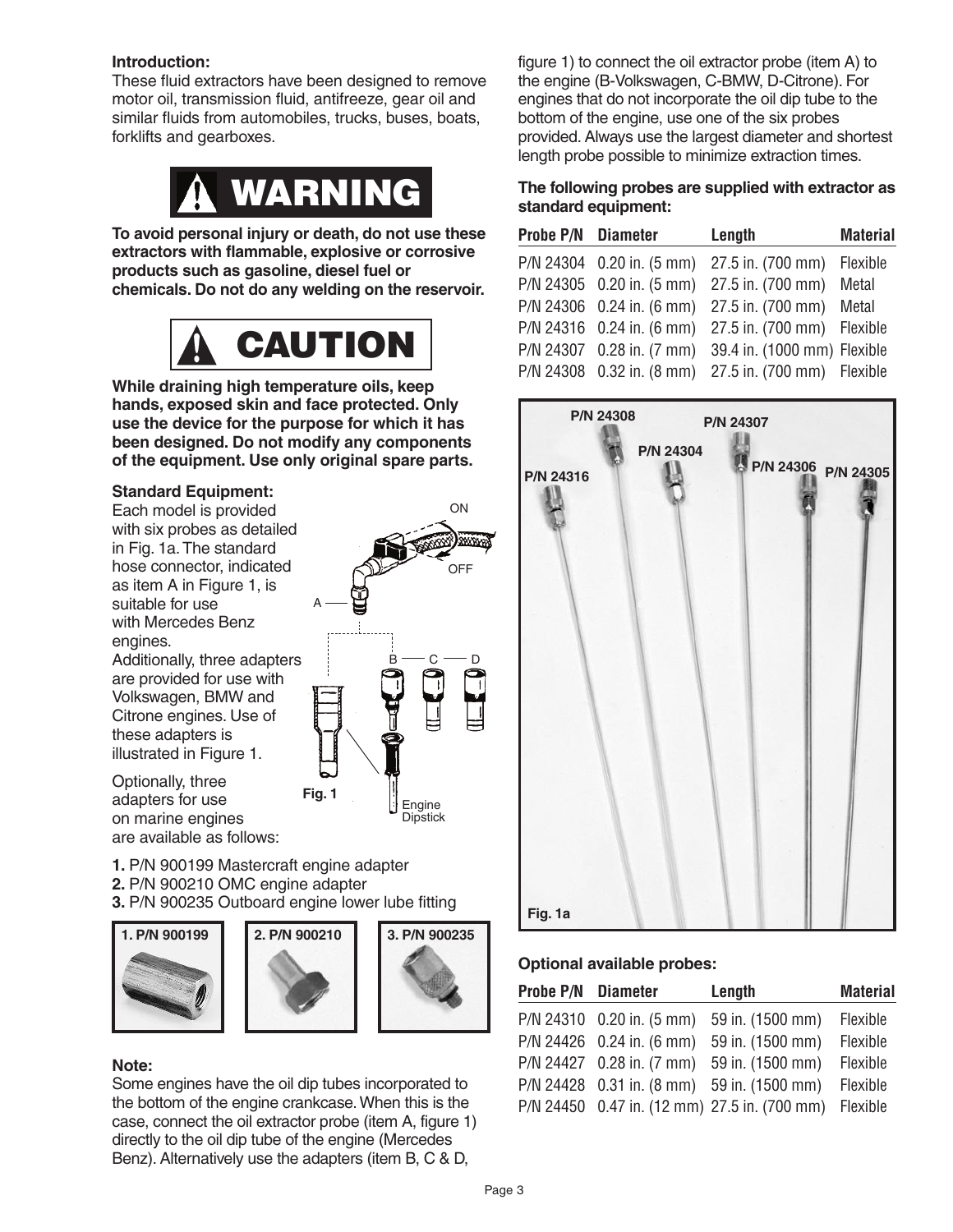**Introduction:**

These fluid extractors have been designed to remove motor oil, transmission fluid, antifreeze, gear oil and similar fluids from automobiles, trucks, buses, boats, forklifts and gearboxes.

**⚠ WARNING**

**To avoid personal injury or death, do not use these extractors with flammable, explosive or corrosive products such as gasoline, diesel fuel or chemicals. Do not do any welding on the reservoir.**

**⚠ CAUTION**

**While draining high temperature oils, keep hands, exposed skin and face protected. Only use the device for the purpose for which it has been designed. Do not modify any components of the equipment. Use only original spare parts.**

**Standard Equipment:**

Each model is provided with six probes as detailed in Fig. 1a. The standard hose connector, indicated as item A in Figure 1, is suitable for use with Mercedes Benz engines.

Additionally, three adapters are provided for use with Volkswagen, BMW and Citrone engines. Use of these adapters is illustrated in Figure 1.

Fig. 1

Optionally, three adapters for use on marine engines are available as follows:

1. P/N 900199 Mastercraft engine adapter
2. P/N 900210 OMC engine adapter
3. P/N 900235 Outboard engine lower lube fitting

**Note:**

Some engines have the oil dip tubes incorporated to the bottom of the engine crankcase. When this is the case, connect the oil extractor probe (item A, figure 1) directly to the oil dip tube of the engine (Mercedes Benz). Alternatively use the adapters (item B, C & D, figure 1) to connect the oil extractor probe (item A) to the engine (B-Volkswagen, C-BMW, D-Citrone). For engines that do not incorporate the oil dip tube to the bottom of the engine, use one of the six probes provided. Always use the largest diameter and shortest length probe possible to minimize extraction times.

**The following probes are supplied with extractor as standard equipment:**

| Probe P/N | Diameter | Length | Material |
|---|---|---|---|
| P/N 24304 | 0.20 in. (5 mm) | 27.5 in. (700 mm) | Flexible |
| P/N 24305 | 0.20 in. (5 mm) | 27.5 in. (700 mm) | Metal |
| P/N 24306 | 0.24 in. (6 mm) | 27.5 in. (700 mm) | Metal |
| P/N 24316 | 0.24 in. (6 mm) | 27.5 in. (700 mm) | Flexible |
| P/N 24307 | 0.28 in. (7 mm) | 39.4 in. (1000 mm) | Flexible |
| P/N 24308 | 0.32 in. (8 mm) | 27.5 in. (700 mm) | Flexible |

Fig. 1a

**Optional available probes:**

| Probe P/N | Diameter | Length | Material |
|---|---|---|---|
| P/N 24310 | 0.20 in. (5 mm) | 59 in. (1500 mm) | Flexible |
| P/N 24426 | 0.24 in. (6 mm) | 59 in. (1500 mm) | Flexible |
| P/N 24427 | 0.28 in. (7 mm) | 59 in. (1500 mm) | Flexible |
| P/N 24428 | 0.31 in. (8 mm) | 59 in. (1500 mm) | Flexible |
| P/N 24450 | 0.47 in. (12 mm) | 27.5 in. (700 mm) | Flexible |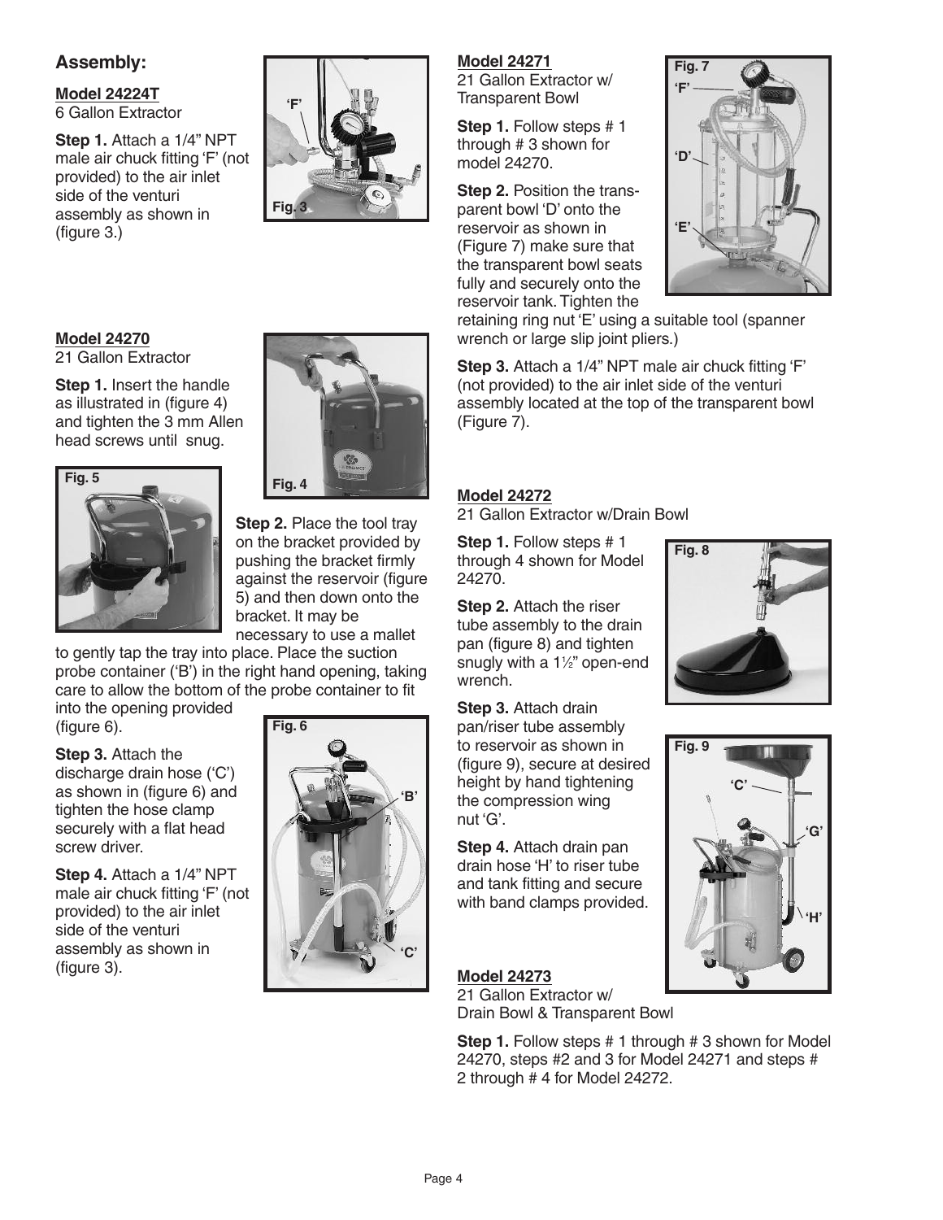## Assembly:

**Model 24224T**
6 Gallon Extractor

**Step 1.** Attach a 1/4" NPT male air chuck fitting 'F' (not provided) to the air inlet side of the venturi assembly as shown in (figure 3.)

**Model 24270**
21 Gallon Extractor

**Step 1.** Insert the handle as illustrated in (figure 4) and tighten the 3 mm Allen head screws until snug.

**Step 2.** Place the tool tray on the bracket provided by pushing the bracket firmly against the reservoir (figure 5) and then down onto the bracket. It may be necessary to use a mallet to gently tap the tray into place. Place the suction probe container ('B') in the right hand opening, taking care to allow the bottom of the probe container to fit into the opening provided (figure 6).

**Step 3.** Attach the discharge drain hose ('C') as shown in (figure 6) and tighten the hose clamp securely with a flat head screw driver.

**Step 4.** Attach a 1/4" NPT male air chuck fitting 'F' (not provided) to the air inlet side of the venturi assembly as shown in (figure 3).

**Model 24271**
21 Gallon Extractor w/ Transparent Bowl

**Step 1.** Follow steps # 1 through # 3 shown for model 24270.

**Step 2.** Position the transparent bowl 'D' onto the reservoir as shown in (Figure 7) make sure that the transparent bowl seats fully and securely onto the reservoir tank. Tighten the retaining ring nut 'E' using a suitable tool (spanner wrench or large slip joint pliers.)

**Step 3.** Attach a 1/4" NPT male air chuck fitting 'F' (not provided) to the air inlet side of the venturi assembly located at the top of the transparent bowl (Figure 7).

**Model 24272**
21 Gallon Extractor w/Drain Bowl

**Step 1.** Follow steps # 1 through 4 shown for Model 24270.

**Step 2.** Attach the riser tube assembly to the drain pan (figure 8) and tighten snugly with a 1½" open-end wrench.

**Step 3.** Attach drain pan/riser tube assembly to reservoir as shown in (figure 9), secure at desired height by hand tightening the compression wing nut 'G'.

**Step 4.** Attach drain pan drain hose 'H' to riser tube and tank fitting and secure with band clamps provided.

**Model 24273**
21 Gallon Extractor w/ Drain Bowl & Transparent Bowl

**Step 1.** Follow steps # 1 through # 3 shown for Model 24270, steps #2 and 3 for Model 24271 and steps # 2 through # 4 for Model 24272.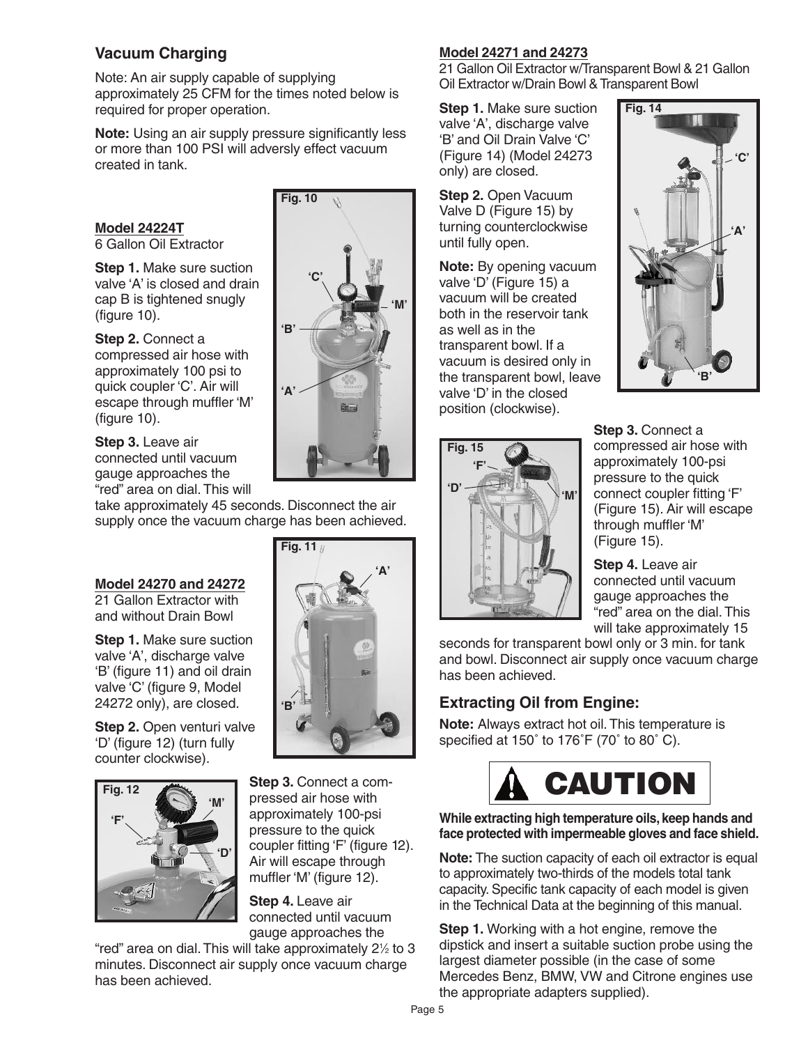## Vacuum Charging

Note: An air supply capable of supplying approximately 25 CFM for the times noted below is required for proper operation.

**Note:** Using an air supply pressure significantly less or more than 100 PSI will adversely effect vacuum created in tank.

**Model 24224T**
6 Gallon Oil Extractor

**Step 1.** Make sure suction valve 'A' is closed and drain cap B is tightened snugly (figure 10).

**Step 2.** Connect a compressed air hose with approximately 100 psi to quick coupler 'C'. Air will escape through muffler 'M' (figure 10).

**Step 3.** Leave air connected until vacuum gauge approaches the "red" area on dial. This will take approximately 45 seconds. Disconnect the air supply once the vacuum charge has been achieved.

**Model 24270 and 24272**
21 Gallon Extractor with and without Drain Bowl

**Step 1.** Make sure suction valve 'A', discharge valve 'B' (figure 11) and oil drain valve 'C' (figure 9, Model 24272 only), are closed.

**Step 2.** Open venturi valve 'D' (figure 12) (turn fully counter clockwise).

**Step 3.** Connect a compressed air hose with approximately 100-psi pressure to the quick coupler fitting 'F' (figure 12). Air will escape through muffler 'M' (figure 12).

**Step 4.** Leave air connected until vacuum gauge approaches the "red" area on dial. This will take approximately 2½ to 3 minutes. Disconnect air supply once vacuum charge has been achieved.

**Model 24271 and 24273**
21 Gallon Oil Extractor w/Transparent Bowl & 21 Gallon Oil Extractor w/Drain Bowl & Transparent Bowl

**Step 1.** Make sure suction valve 'A', discharge valve 'B' and Oil Drain Valve 'C' (Figure 14) (Model 24273 only) are closed.

**Step 2.** Open Vacuum Valve D (Figure 15) by turning counterclockwise until fully open.

**Note:** By opening vacuum valve 'D' (Figure 15) a vacuum will be created both in the reservoir tank as well as in the transparent bowl. If a vacuum is desired only in the transparent bowl, leave valve 'D' in the closed position (clockwise).

**Step 3.** Connect a compressed air hose with approximately 100-psi pressure to the quick connect coupler fitting 'F' (Figure 15). Air will escape through muffler 'M' (Figure 15).

**Step 4.** Leave air connected until vacuum gauge approaches the "red" area on the dial. This will take approximately 15 seconds for transparent bowl only or 3 min. for tank and bowl. Disconnect air supply once vacuum charge has been achieved.

## Extracting Oil from Engine:

**Note:** Always extract hot oil. This temperature is specified at 150˚ to 176˚F (70˚ to 80˚ C).

**CAUTION**

**While extracting high temperature oils, keep hands and face protected with impermeable gloves and face shield.**

**Note:** The suction capacity of each oil extractor is equal to approximately two-thirds of the models total tank capacity. Specific tank capacity of each model is given in the Technical Data at the beginning of this manual.

**Step 1.** Working with a hot engine, remove the dipstick and insert a suitable suction probe using the largest diameter possible (in the case of some Mercedes Benz, BMW, VW and Citrone engines use the appropriate adapters supplied).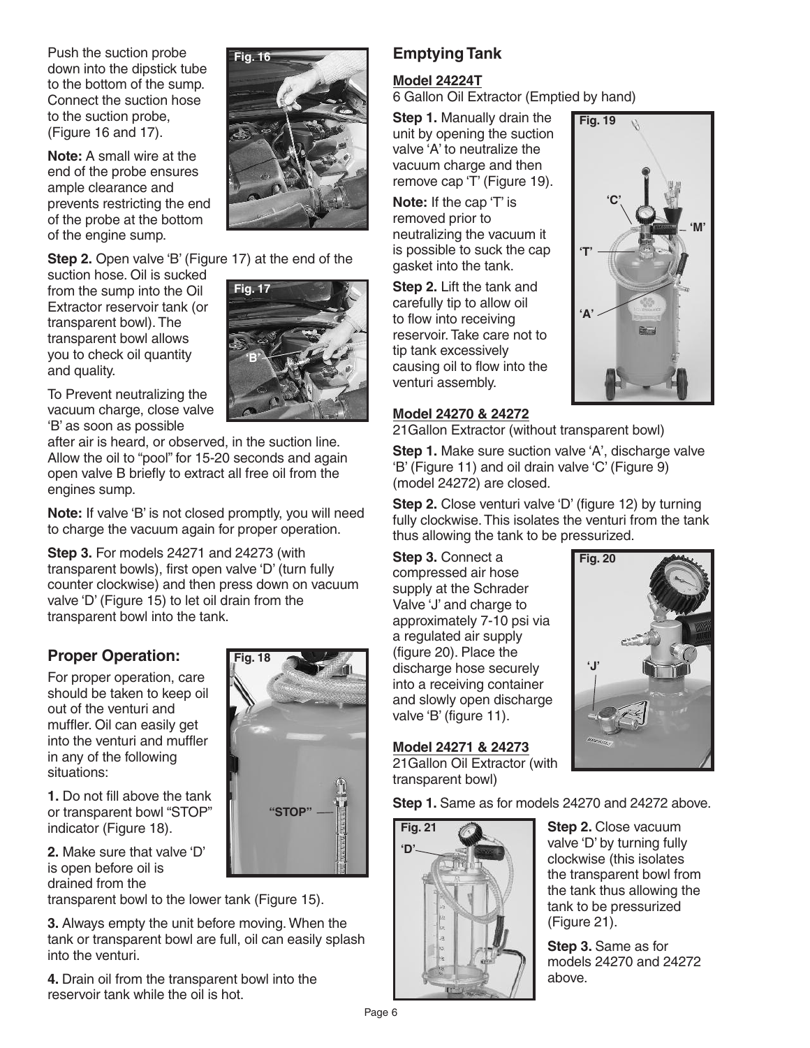Push the suction probe down into the dipstick tube to the bottom of the sump. Connect the suction hose to the suction probe, (Figure 16 and 17).

**Note:** A small wire at the end of the probe ensures ample clearance and prevents restricting the end of the probe at the bottom of the engine sump.

**Step 2.** Open valve 'B' (Figure 17) at the end of the suction hose. Oil is sucked from the sump into the Oil Extractor reservoir tank (or transparent bowl). The transparent bowl allows you to check oil quantity and quality.

To Prevent neutralizing the vacuum charge, close valve 'B' as soon as possible after air is heard, or observed, in the suction line. Allow the oil to "pool" for 15-20 seconds and again open valve B briefly to extract all free oil from the engines sump.

**Note:** If valve 'B' is not closed promptly, you will need to charge the vacuum again for proper operation.

**Step 3.** For models 24271 and 24273 (with transparent bowls), first open valve 'D' (turn fully counter clockwise) and then press down on vacuum valve 'D' (Figure 15) to let oil drain from the transparent bowl into the tank.

## Proper Operation:

For proper operation, care should be taken to keep oil out of the venturi and muffler. Oil can easily get into the venturi and muffler in any of the following situations:

**1.** Do not fill above the tank or transparent bowl "STOP" indicator (Figure 18).

**2.** Make sure that valve 'D' is open before oil is drained from the transparent bowl to the lower tank (Figure 15).

**3.** Always empty the unit before moving. When the tank or transparent bowl are full, oil can easily splash into the venturi.

**4.** Drain oil from the transparent bowl into the reservoir tank while the oil is hot.

## Emptying Tank

**Model 24224T**
6 Gallon Oil Extractor (Emptied by hand)

**Step 1.** Manually drain the unit by opening the suction valve 'A' to neutralize the vacuum charge and then remove cap 'T' (Figure 19).

**Note:** If the cap 'T' is removed prior to neutralizing the vacuum it is possible to suck the cap gasket into the tank.

**Step 2.** Lift the tank and carefully tip to allow oil to flow into receiving reservoir. Take care not to tip tank excessively causing oil to flow into the venturi assembly.

**Model 24270 & 24272**
21Gallon Extractor (without transparent bowl)

**Step 1.** Make sure suction valve 'A', discharge valve 'B' (Figure 11) and oil drain valve 'C' (Figure 9) (model 24272) are closed.

**Step 2.** Close venturi valve 'D' (figure 12) by turning fully clockwise. This isolates the venturi from the tank thus allowing the tank to be pressurized.

**Step 3.** Connect a compressed air hose supply at the Schrader Valve 'J' and charge to approximately 7-10 psi via a regulated air supply (figure 20). Place the discharge hose securely into a receiving container and slowly open discharge valve 'B' (figure 11).

**Model 24271 & 24273**
21Gallon Oil Extractor (with transparent bowl)

**Step 1.** Same as for models 24270 and 24272 above.

**Step 2.** Close vacuum valve 'D' by turning fully clockwise (this isolates the transparent bowl from the tank thus allowing the tank to be pressurized (Figure 21).

**Step 3.** Same as for models 24270 and 24272 above.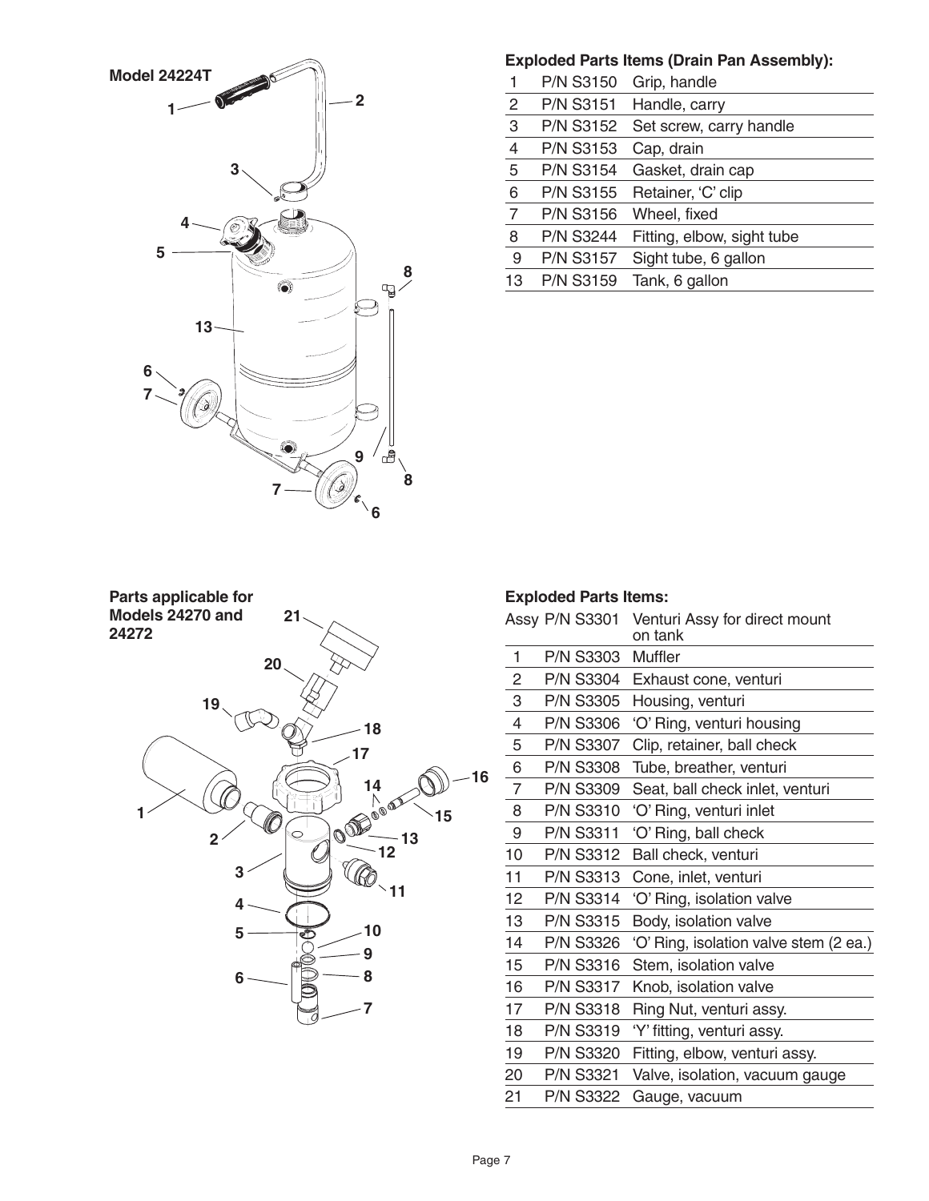**Model 24224T**

### Exploded Parts Items (Drain Pan Assembly):

| | | |
|---|---|---|
| 1 | P/N S3150 | Grip, handle |
| 2 | P/N S3151 | Handle, carry |
| 3 | P/N S3152 | Set screw, carry handle |
| 4 | P/N S3153 | Cap, drain |
| 5 | P/N S3154 | Gasket, drain cap |
| 6 | P/N S3155 | Retainer, 'C' clip |
| 7 | P/N S3156 | Wheel, fixed |
| 8 | P/N S3244 | Fitting, elbow, sight tube |
| 9 | P/N S3157 | Sight tube, 6 gallon |
| 13 | P/N S3159 | Tank, 6 gallon |

**Parts applicable for Models 24270 and 24272**

### Exploded Parts Items:

| | | |
|---|---|---|
| Assy | P/N S3301 | Venturi Assy for direct mount on tank |
| 1 | P/N S3303 | Muffler |
| 2 | P/N S3304 | Exhaust cone, venturi |
| 3 | P/N S3305 | Housing, venturi |
| 4 | P/N S3306 | 'O' Ring, venturi housing |
| 5 | P/N S3307 | Clip, retainer, ball check |
| 6 | P/N S3308 | Tube, breather, venturi |
| 7 | P/N S3309 | Seat, ball check inlet, venturi |
| 8 | P/N S3310 | 'O' Ring, venturi inlet |
| 9 | P/N S3311 | 'O' Ring, ball check |
| 10 | P/N S3312 | Ball check, venturi |
| 11 | P/N S3313 | Cone, inlet, venturi |
| 12 | P/N S3314 | 'O' Ring, isolation valve |
| 13 | P/N S3315 | Body, isolation valve |
| 14 | P/N S3326 | 'O' Ring, isolation valve stem (2 ea.) |
| 15 | P/N S3316 | Stem, isolation valve |
| 16 | P/N S3317 | Knob, isolation valve |
| 17 | P/N S3318 | Ring Nut, venturi assy. |
| 18 | P/N S3319 | 'Y' fitting, venturi assy. |
| 19 | P/N S3320 | Fitting, elbow, venturi assy. |
| 20 | P/N S3321 | Valve, isolation, vacuum gauge |
| 21 | P/N S3322 | Gauge, vacuum |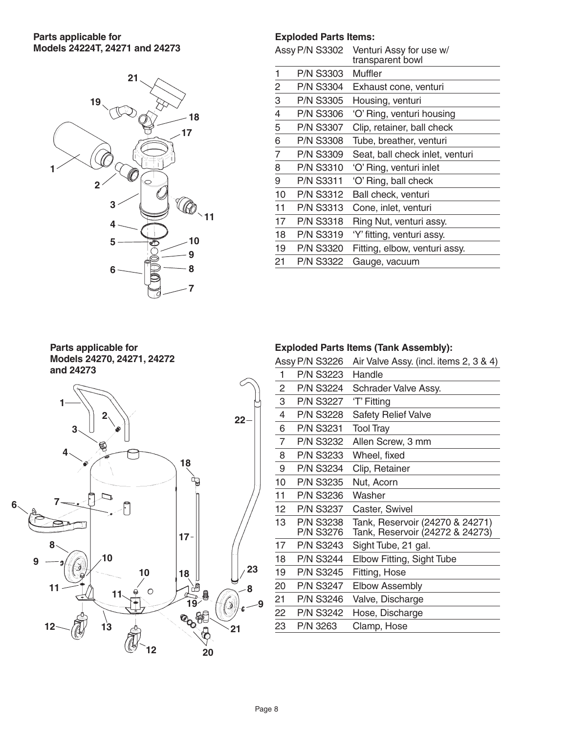**Parts applicable for Models 24224T, 24271 and 24273**

### Exploded Parts Items:

| | | |
|---|---|---|
| Assy | P/N S3302 | Venturi Assy for use w/ transparent bowl |
| 1 | P/N S3303 | Muffler |
| 2 | P/N S3304 | Exhaust cone, venturi |
| 3 | P/N S3305 | Housing, venturi |
| 4 | P/N S3306 | 'O' Ring, venturi housing |
| 5 | P/N S3307 | Clip, retainer, ball check |
| 6 | P/N S3308 | Tube, breather, venturi |
| 7 | P/N S3309 | Seat, ball check inlet, venturi |
| 8 | P/N S3310 | 'O' Ring, venturi inlet |
| 9 | P/N S3311 | 'O' Ring, ball check |
| 10 | P/N S3312 | Ball check, venturi |
| 11 | P/N S3313 | Cone, inlet, venturi |
| 17 | P/N S3318 | Ring Nut, venturi assy. |
| 18 | P/N S3319 | 'Y' fitting, venturi assy. |
| 19 | P/N S3320 | Fitting, elbow, venturi assy. |
| 21 | P/N S3322 | Gauge, vacuum |

**Parts applicable for Models 24270, 24271, 24272 and 24273**

### Exploded Parts Items (Tank Assembly):

| | | |
|---|---|---|
| Assy | P/N S3226 | Air Valve Assy. (incl. items 2, 3 & 4) |
| 1 | P/N S3223 | Handle |
| 2 | P/N S3224 | Schrader Valve Assy. |
| 3 | P/N S3227 | 'T' Fitting |
| 4 | P/N S3228 | Safety Relief Valve |
| 6 | P/N S3231 | Tool Tray |
| 7 | P/N S3232 | Allen Screw, 3 mm |
| 8 | P/N S3233 | Wheel, fixed |
| 9 | P/N S3234 | Clip, Retainer |
| 10 | P/N S3235 | Nut, Acorn |
| 11 | P/N S3236 | Washer |
| 12 | P/N S3237 | Caster, Swivel |
| 13 | P/N S3238<br>P/N S3276 | Tank, Reservoir (24270 & 24271)<br>Tank, Reservoir (24272 & 24273) |
| 17 | P/N S3243 | Sight Tube, 21 gal. |
| 18 | P/N S3244 | Elbow Fitting, Sight Tube |
| 19 | P/N S3245 | Fitting, Hose |
| 20 | P/N S3247 | Elbow Assembly |
| 21 | P/N S3246 | Valve, Discharge |
| 22 | P/N S3242 | Hose, Discharge |
| 23 | P/N 3263 | Clamp, Hose |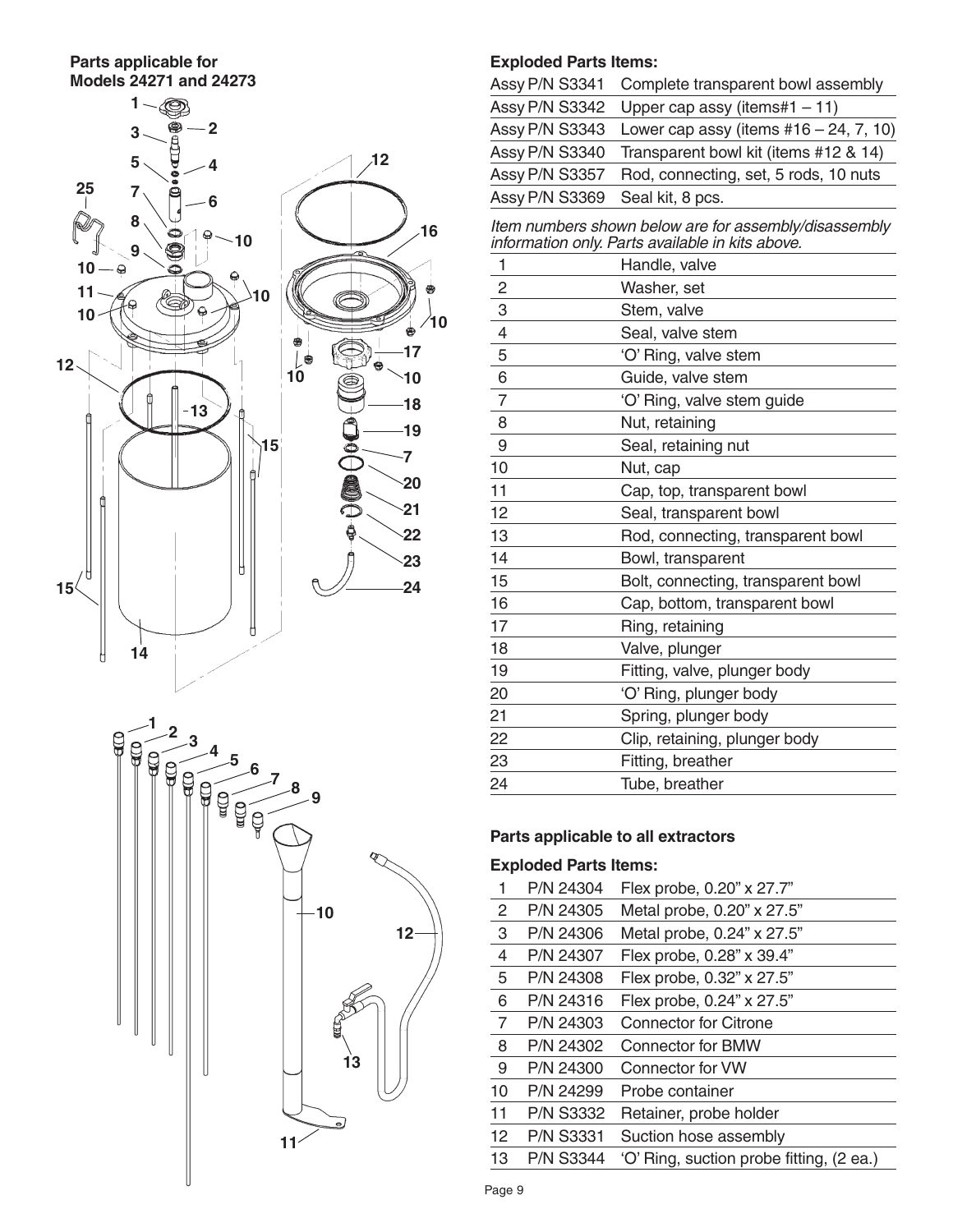**Parts applicable for Models 24271 and 24273**

## Exploded Parts Items:

| | |
|---|---|
| Assy P/N S3341 | Complete transparent bowl assembly |
| Assy P/N S3342 | Upper cap assy (items#1 – 11) |
| Assy P/N S3343 | Lower cap assy (items #16 – 24, 7, 10) |
| Assy P/N S3340 | Transparent bowl kit (items #12 & 14) |
| Assy P/N S3357 | Rod, connecting, set, 5 rods, 10 nuts |
| Assy P/N S3369 | Seal kit, 8 pcs. |

*Item numbers shown below are for assembly/disassembly information only. Parts available in kits above.*

| | |
|---|---|
| 1 | Handle, valve |
| 2 | Washer, set |
| 3 | Stem, valve |
| 4 | Seal, valve stem |
| 5 | 'O' Ring, valve stem |
| 6 | Guide, valve stem |
| 7 | 'O' Ring, valve stem guide |
| 8 | Nut, retaining |
| 9 | Seal, retaining nut |
| 10 | Nut, cap |
| 11 | Cap, top, transparent bowl |
| 12 | Seal, transparent bowl |
| 13 | Rod, connecting, transparent bowl |
| 14 | Bowl, transparent |
| 15 | Bolt, connecting, transparent bowl |
| 16 | Cap, bottom, transparent bowl |
| 17 | Ring, retaining |
| 18 | Valve, plunger |
| 19 | Fitting, valve, plunger body |
| 20 | 'O' Ring, plunger body |
| 21 | Spring, plunger body |
| 22 | Clip, retaining, plunger body |
| 23 | Fitting, breather |
| 24 | Tube, breather |

## Parts applicable to all extractors

### Exploded Parts Items:

| | | |
|---|---|---|
| 1 | P/N 24304 | Flex probe, 0.20" x 27.7" |
| 2 | P/N 24305 | Metal probe, 0.20" x 27.5" |
| 3 | P/N 24306 | Metal probe, 0.24" x 27.5" |
| 4 | P/N 24307 | Flex probe, 0.28" x 39.4" |
| 5 | P/N 24308 | Flex probe, 0.32" x 27.5" |
| 6 | P/N 24316 | Flex probe, 0.24" x 27.5" |
| 7 | P/N 24303 | Connector for Citrone |
| 8 | P/N 24302 | Connector for BMW |
| 9 | P/N 24300 | Connector for VW |
| 10 | P/N 24299 | Probe container |
| 11 | P/N S3332 | Retainer, probe holder |
| 12 | P/N S3331 | Suction hose assembly |
| 13 | P/N S3344 | 'O' Ring, suction probe fitting, (2 ea.) |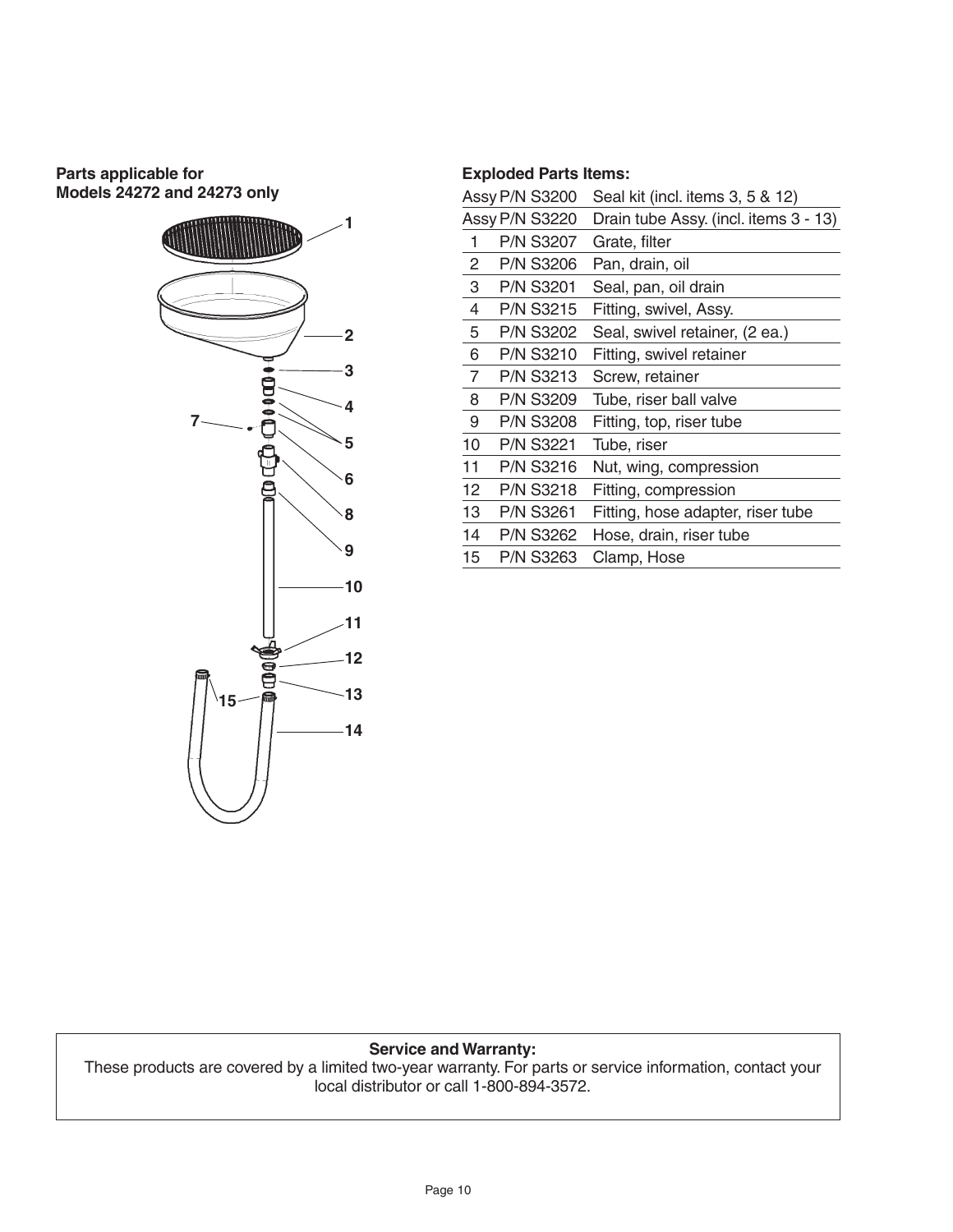**Parts applicable for Models 24272 and 24273 only**

**Exploded Parts Items:**

| | | |
|---|---|---|
| Assy | P/N S3200 | Seal kit (incl. items 3, 5 & 12) |
| Assy | P/N S3220 | Drain tube Assy. (incl. items 3 - 13) |
| 1 | P/N S3207 | Grate, filter |
| 2 | P/N S3206 | Pan, drain, oil |
| 3 | P/N S3201 | Seal, pan, oil drain |
| 4 | P/N S3215 | Fitting, swivel, Assy. |
| 5 | P/N S3202 | Seal, swivel retainer, (2 ea.) |
| 6 | P/N S3210 | Fitting, swivel retainer |
| 7 | P/N S3213 | Screw, retainer |
| 8 | P/N S3209 | Tube, riser ball valve |
| 9 | P/N S3208 | Fitting, top, riser tube |
| 10 | P/N S3221 | Tube, riser |
| 11 | P/N S3216 | Nut, wing, compression |
| 12 | P/N S3218 | Fitting, compression |
| 13 | P/N S3261 | Fitting, hose adapter, riser tube |
| 14 | P/N S3262 | Hose, drain, riser tube |
| 15 | P/N S3263 | Clamp, Hose |

**Service and Warranty:**
These products are covered by a limited two-year warranty. For parts or service information, contact your local distributor or call 1-800-894-3572.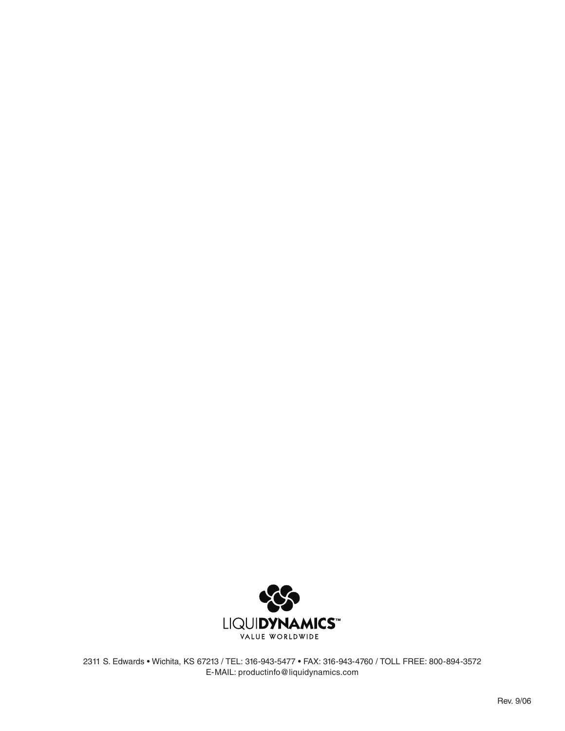LIQUIDYNAMICS™
VALUE WORLDWIDE

2311 S. Edwards • Wichita, KS 67213 / TEL: 316-943-5477 • FAX: 316-943-4760 / TOLL FREE: 800-894-3572
E-MAIL: productinfo@liquidynamics.com

Rev. 9/06